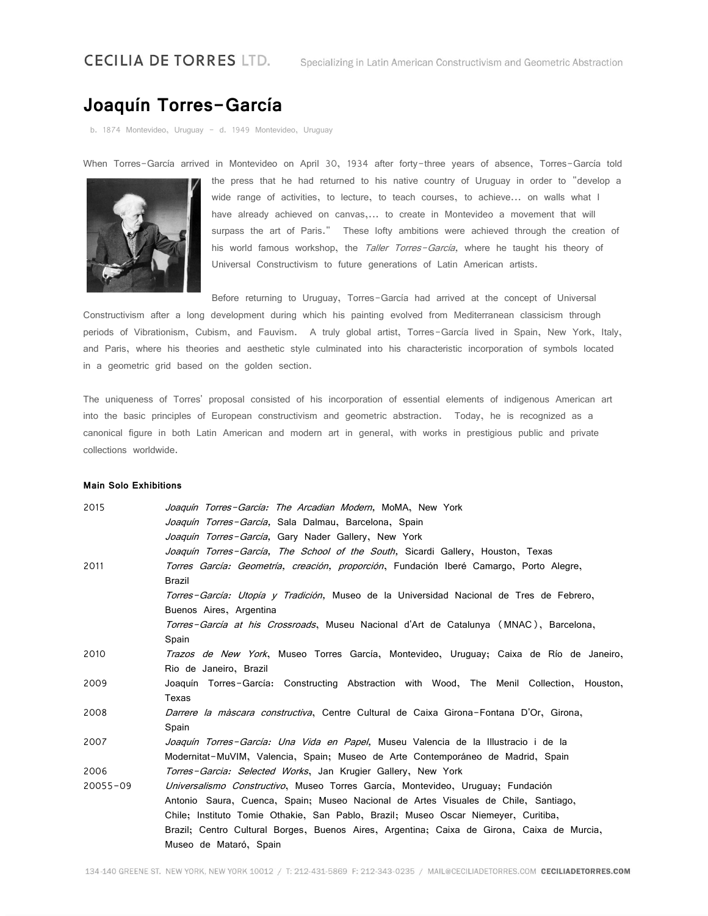# Joaquín Torres-García

b. 1874 Montevideo, Uruguay – d. 1949 Montevideo, Uruguay

When Torres-García arrived in Montevideo on April 30, 1934 after forty-three years of absence, Torres-García told the press that he had returned to his native country of Uruguay in order to "develop a wide range of activities, to lecture, to teach courses, to achieve… on walls what I have already achieved on canvas,… to create in Montevideo a movement that will surpass the art of Paris." These lofty ambitions were achieved through the creation of his world famous workshop, the *Taller Torres-García*, where he taught his theory of Universal Constructivism to future generations of Latin American artists.

Before returning to Uruguay, Torres-García had arrived at the concept of Universal Constructivism after a long development during which his painting evolved from Mediterranean classicism through periods of Vibrationism, Cubism, and Fauvism. A truly global artist, Torres-García lived in Spain, New York, Italy, and Paris, where his theories and aesthetic style culminated into his characteristic incorporation of symbols located in a geometric grid based on the golden section.

The uniqueness of Torres' proposal consisted of his incorporation of essential elements of indigenous American art into the basic principles of European constructivism and geometric abstraction. Today, he is recognized as a canonical figure in both Latin American and modern art in general, with works in prestigious public and private collections worldwide.

### Main Solo Exhibitions

| | |
|---|---|
| 2015 | *Joaquín Torres-García: The Arcadian Modern*, MoMA, New York |
| | *Joaquín Torres-García*, Sala Dalmau, Barcelona, Spain |
| | *Joaquín Torres-García*, Gary Nader Gallery, New York |
| | *Joaquín Torres-García, The School of the South*, Sicardi Gallery, Houston, Texas |
| 2011 | *Torres García: Geometría, creación, proporción*, Fundación Iberé Camargo, Porto Alegre, Brazil |
| | *Torres-García: Utopía y Tradición*, Museo de la Universidad Nacional de Tres de Febrero, Buenos Aires, Argentina |
| | *Torres-García at his Crossroads*, Museu Nacional d'Art de Catalunya (MNAC), Barcelona, Spain |
| 2010 | *Trazos de New York*, Museo Torres García, Montevideo, Uruguay; Caixa de Río de Janeiro, Rio de Janeiro, Brazil |
| 2009 | Joaquín Torres-García: Constructing Abstraction with Wood, The Menil Collection, Houston, Texas |
| 2008 | *Darrere la màscara constructiva*, Centre Cultural de Caixa Girona-Fontana D'Or, Girona, Spain |
| 2007 | *Joaquín Torres-García: Una Vida en Papel*, Museu Valencia de la Illustracio i de la Modernitat-MuVIM, Valencia, Spain; Museo de Arte Contemporáneo de Madrid, Spain |
| 2006 | *Torres-Garcia: Selected Works*, Jan Krugier Gallery, New York |
| 20055-09 | *Universalismo Constructivo*, Museo Torres García, Montevideo, Uruguay; Fundación Antonio Saura, Cuenca, Spain; Museo Nacional de Artes Visuales de Chile, Santiago, Chile; Instituto Tomie Othakie, San Pablo, Brazil; Museo Oscar Niemeyer, Curitiba, Brazil; Centro Cultural Borges, Buenos Aires, Argentina; Caixa de Girona, Caixa de Murcia, Museo de Mataró, Spain |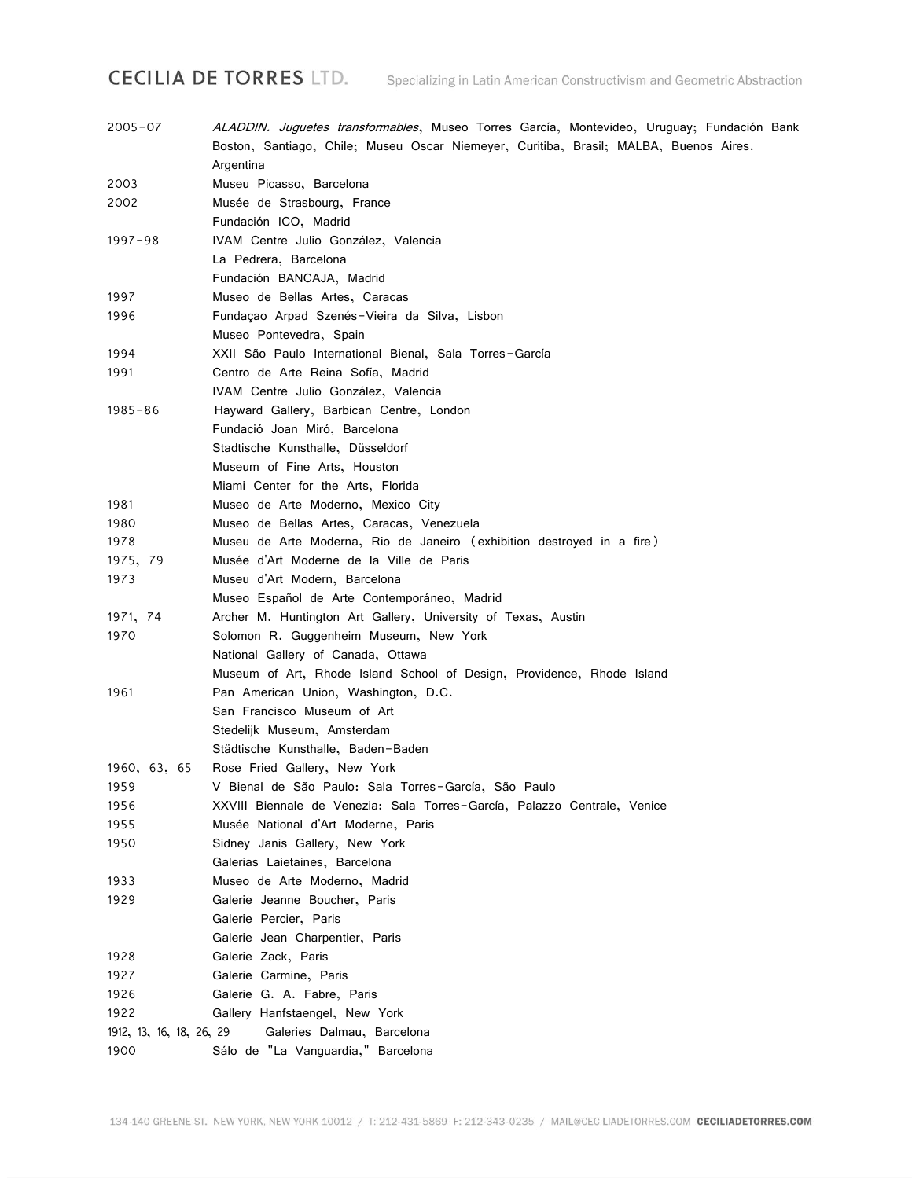| | |
|---|---|
| 2005–07 | *ALADDIN. Juguetes transformables*, Museo Torres García, Montevideo, Uruguay; Fundación Bank Boston, Santiago, Chile; Museu Oscar Niemeyer, Curitiba, Brasil; MALBA, Buenos Aires. Argentina |
| 2003 | Museu Picasso, Barcelona |
| 2002 | Musée de Strasbourg, France |
| | Fundación ICO, Madrid |
| 1997–98 | IVAM Centre Julio González, Valencia |
| | La Pedrera, Barcelona |
| | Fundación BANCAJA, Madrid |
| 1997 | Museo de Bellas Artes, Caracas |
| 1996 | Fundaçao Arpad Szenés-Vieira da Silva, Lisbon |
| | Museo Pontevedra, Spain |
| 1994 | XXII São Paulo International Bienal, Sala Torres-García |
| 1991 | Centro de Arte Reina Sofía, Madrid |
| | IVAM Centre Julio González, Valencia |
| 1985–86 | Hayward Gallery, Barbican Centre, London |
| | Fundació Joan Miró, Barcelona |
| | Stadtische Kunsthalle, Düsseldorf |
| | Museum of Fine Arts, Houston |
| | Miami Center for the Arts, Florida |
| 1981 | Museo de Arte Moderno, Mexico City |
| 1980 | Museo de Bellas Artes, Caracas, Venezuela |
| 1978 | Museu de Arte Moderna, Rio de Janeiro (exhibition destroyed in a fire) |
| 1975, 79 | Musée d'Art Moderne de la Ville de Paris |
| 1973 | Museu d'Art Modern, Barcelona |
| | Museo Español de Arte Contemporáneo, Madrid |
| 1971, 74 | Archer M. Huntington Art Gallery, University of Texas, Austin |
| 1970 | Solomon R. Guggenheim Museum, New York |
| | National Gallery of Canada, Ottawa |
| | Museum of Art, Rhode Island School of Design, Providence, Rhode Island |
| 1961 | Pan American Union, Washington, D.C. |
| | San Francisco Museum of Art |
| | Stedelijk Museum, Amsterdam |
| | Städtische Kunsthalle, Baden-Baden |
| 1960, 63, 65 | Rose Fried Gallery, New York |
| 1959 | V Bienal de São Paulo: Sala Torres-García, São Paulo |
| 1956 | XXVIII Biennale de Venezia: Sala Torres-García, Palazzo Centrale, Venice |
| 1955 | Musée National d'Art Moderne, Paris |
| 1950 | Sidney Janis Gallery, New York |
| | Galerias Laietaines, Barcelona |
| 1933 | Museo de Arte Moderno, Madrid |
| 1929 | Galerie Jeanne Boucher, Paris |
| | Galerie Percier, Paris |
| | Galerie Jean Charpentier, Paris |
| 1928 | Galerie Zack, Paris |
| 1927 | Galerie Carmine, Paris |
| 1926 | Galerie G. A. Fabre, Paris |
| 1922 | Gallery Hanfstaengel, New York |
| 1912, 13, 16, 18, 26, 29 | Galeries Dalmau, Barcelona |
| 1900 | Sálo de "La Vanguardia," Barcelona |